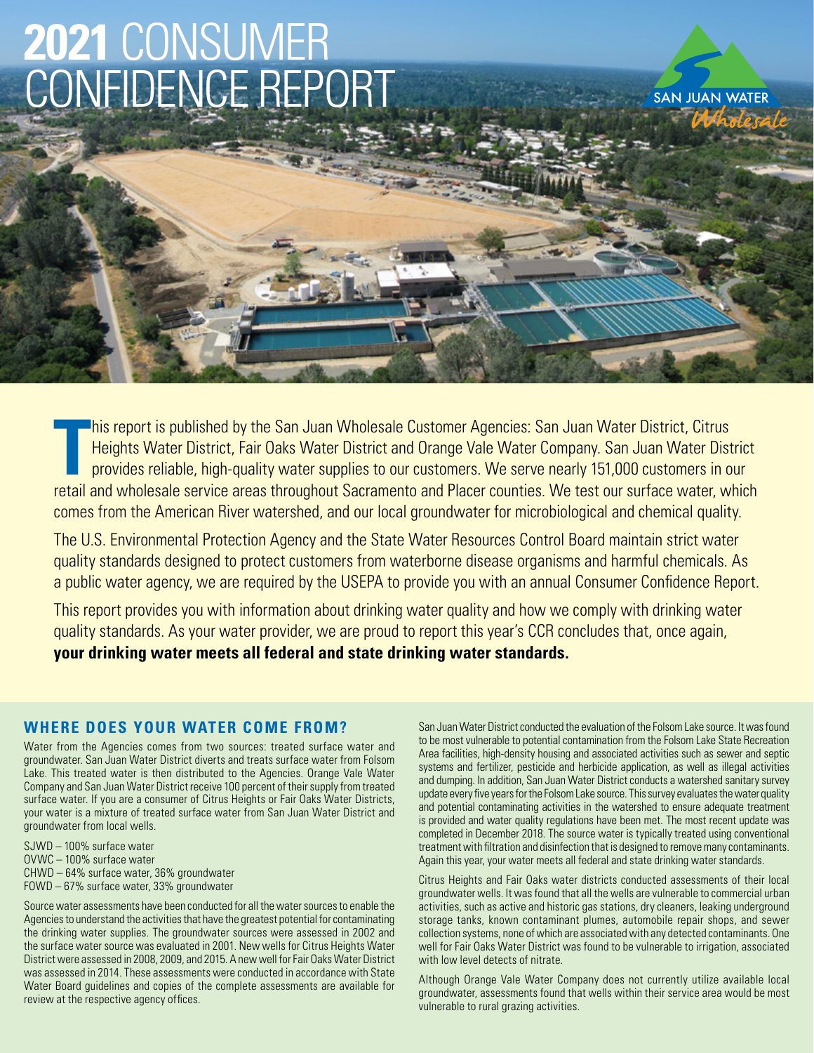# 2021 CONSUMER CONFIDENCE REPORT

SAN JUAN WATER *Wholesale*

This report is published by the San Juan Wholesale Customer Agencies: San Juan Water District, Citrus Heights Water District, Fair Oaks Water District and Orange Vale Water Company. San Juan Water District provides reliable, high-quality water supplies to our customers. We serve nearly 151,000 customers in our retail and wholesale service areas throughout Sacramento and Placer counties. We test our surface water, which comes from the American River watershed, and our local groundwater for microbiological and chemical quality.

The U.S. Environmental Protection Agency and the State Water Resources Control Board maintain strict water quality standards designed to protect customers from waterborne disease organisms and harmful chemicals. As a public water agency, we are required by the USEPA to provide you with an annual Consumer Confidence Report.

This report provides you with information about drinking water quality and how we comply with drinking water quality standards. As your water provider, we are proud to report this year's CCR concludes that, once again, **your drinking water meets all federal and state drinking water standards.**

## WHERE DOES YOUR WATER COME FROM?

Water from the Agencies comes from two sources: treated surface water and groundwater. San Juan Water District diverts and treats surface water from Folsom Lake. This treated water is then distributed to the Agencies. Orange Vale Water Company and San Juan Water District receive 100 percent of their supply from treated surface water. If you are a consumer of Citrus Heights or Fair Oaks Water Districts, your water is a mixture of treated surface water from San Juan Water District and groundwater from local wells.

SJWD – 100% surface water
OVWC – 100% surface water
CHWD – 64% surface water, 36% groundwater
FOWD – 67% surface water, 33% groundwater

Source water assessments have been conducted for all the water sources to enable the Agencies to understand the activities that have the greatest potential for contaminating the drinking water supplies. The groundwater sources were assessed in 2002 and the surface water source was evaluated in 2001. New wells for Citrus Heights Water District were assessed in 2008, 2009, and 2015. A new well for Fair Oaks Water District was assessed in 2014. These assessments were conducted in accordance with State Water Board guidelines and copies of the complete assessments are available for review at the respective agency offices.

San Juan Water District conducted the evaluation of the Folsom Lake source. It was found to be most vulnerable to potential contamination from the Folsom Lake State Recreation Area facilities, high-density housing and associated activities such as sewer and septic systems and fertilizer, pesticide and herbicide application, as well as illegal activities and dumping. In addition, San Juan Water District conducts a watershed sanitary survey update every five years for the Folsom Lake source. This survey evaluates the water quality and potential contaminating activities in the watershed to ensure adequate treatment is provided and water quality regulations have been met. The most recent update was completed in December 2018. The source water is typically treated using conventional treatment with filtration and disinfection that is designed to remove many contaminants. Again this year, your water meets all federal and state drinking water standards.

Citrus Heights and Fair Oaks water districts conducted assessments of their local groundwater wells. It was found that all the wells are vulnerable to commercial urban activities, such as active and historic gas stations, dry cleaners, leaking underground storage tanks, known contaminant plumes, automobile repair shops, and sewer collection systems, none of which are associated with any detected contaminants. One well for Fair Oaks Water District was found to be vulnerable to irrigation, associated with low level detects of nitrate.

Although Orange Vale Water Company does not currently utilize available local groundwater, assessments found that wells within their service area would be most vulnerable to rural grazing activities.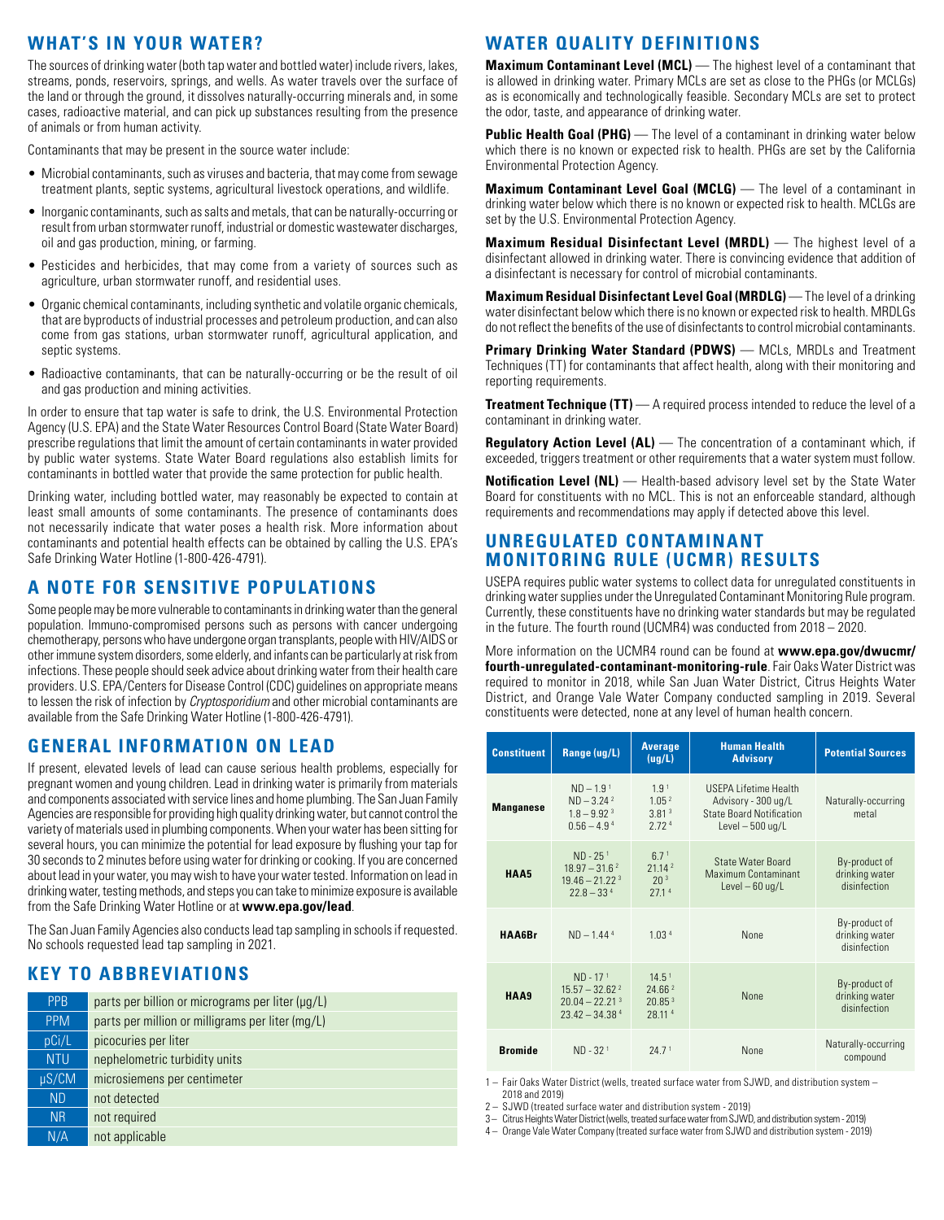## WHAT'S IN YOUR WATER?

The sources of drinking water (both tap water and bottled water) include rivers, lakes, streams, ponds, reservoirs, springs, and wells. As water travels over the surface of the land or through the ground, it dissolves naturally-occurring minerals and, in some cases, radioactive material, and can pick up substances resulting from the presence of animals or from human activity.

Contaminants that may be present in the source water include:

- Microbial contaminants, such as viruses and bacteria, that may come from sewage treatment plants, septic systems, agricultural livestock operations, and wildlife.
- Inorganic contaminants, such as salts and metals, that can be naturally-occurring or result from urban stormwater runoff, industrial or domestic wastewater discharges, oil and gas production, mining, or farming.
- Pesticides and herbicides, that may come from a variety of sources such as agriculture, urban stormwater runoff, and residential uses.
- Organic chemical contaminants, including synthetic and volatile organic chemicals, that are byproducts of industrial processes and petroleum production, and can also come from gas stations, urban stormwater runoff, agricultural application, and septic systems.
- Radioactive contaminants, that can be naturally-occurring or be the result of oil and gas production and mining activities.

In order to ensure that tap water is safe to drink, the U.S. Environmental Protection Agency (U.S. EPA) and the State Water Resources Control Board (State Water Board) prescribe regulations that limit the amount of certain contaminants in water provided by public water systems. State Water Board regulations also establish limits for contaminants in bottled water that provide the same protection for public health.

Drinking water, including bottled water, may reasonably be expected to contain at least small amounts of some contaminants. The presence of contaminants does not necessarily indicate that water poses a health risk. More information about contaminants and potential health effects can be obtained by calling the U.S. EPA's Safe Drinking Water Hotline (1-800-426-4791).

## A NOTE FOR SENSITIVE POPULATIONS

Some people may be more vulnerable to contaminants in drinking water than the general population. Immuno-compromised persons such as persons with cancer undergoing chemotherapy, persons who have undergone organ transplants, people with HIV/AIDS or other immune system disorders, some elderly, and infants can be particularly at risk from infections. These people should seek advice about drinking water from their health care providers. U.S. EPA/Centers for Disease Control (CDC) guidelines on appropriate means to lessen the risk of infection by *Cryptosporidium* and other microbial contaminants are available from the Safe Drinking Water Hotline (1-800-426-4791).

## GENERAL INFORMATION ON LEAD

If present, elevated levels of lead can cause serious health problems, especially for pregnant women and young children. Lead in drinking water is primarily from materials and components associated with service lines and home plumbing. The San Juan Family Agencies are responsible for providing high quality drinking water, but cannot control the variety of materials used in plumbing components. When your water has been sitting for several hours, you can minimize the potential for lead exposure by flushing your tap for 30 seconds to 2 minutes before using water for drinking or cooking. If you are concerned about lead in your water, you may wish to have your water tested. Information on lead in drinking water, testing methods, and steps you can take to minimize exposure is available from the Safe Drinking Water Hotline or at **www.epa.gov/lead**.

The San Juan Family Agencies also conducts lead tap sampling in schools if requested. No schools requested lead tap sampling in 2021.

## KEY TO ABBREVIATIONS

| | |
|---|---|
| PPB | parts per billion or micrograms per liter (μg/L) |
| PPM | parts per million or milligrams per liter (mg/L) |
| pCi/L | picocuries per liter |
| NTU | nephelometric turbidity units |
| μS/CM | microsiemens per centimeter |
| ND | not detected |
| NR | not required |
| N/A | not applicable |

## WATER QUALITY DEFINITIONS

**Maximum Contaminant Level (MCL)** — The highest level of a contaminant that is allowed in drinking water. Primary MCLs are set as close to the PHGs (or MCLGs) as is economically and technologically feasible. Secondary MCLs are set to protect the odor, taste, and appearance of drinking water.

**Public Health Goal (PHG)** — The level of a contaminant in drinking water below which there is no known or expected risk to health. PHGs are set by the California Environmental Protection Agency.

**Maximum Contaminant Level Goal (MCLG)** — The level of a contaminant in drinking water below which there is no known or expected risk to health. MCLGs are set by the U.S. Environmental Protection Agency.

**Maximum Residual Disinfectant Level (MRDL)** — The highest level of a disinfectant allowed in drinking water. There is convincing evidence that addition of a disinfectant is necessary for control of microbial contaminants.

**Maximum Residual Disinfectant Level Goal (MRDLG)** — The level of a drinking water disinfectant below which there is no known or expected risk to health. MRDLGs do not reflect the benefits of the use of disinfectants to control microbial contaminants.

**Primary Drinking Water Standard (PDWS)** — MCLs, MRDLs and Treatment Techniques (TT) for contaminants that affect health, along with their monitoring and reporting requirements.

**Treatment Technique (TT)** — A required process intended to reduce the level of a contaminant in drinking water.

**Regulatory Action Level (AL)** — The concentration of a contaminant which, if exceeded, triggers treatment or other requirements that a water system must follow.

**Notification Level (NL)** — Health-based advisory level set by the State Water Board for constituents with no MCL. This is not an enforceable standard, although requirements and recommendations may apply if detected above this level.

## UNREGULATED CONTAMINANT MONITORING RULE (UCMR) RESULTS

USEPA requires public water systems to collect data for unregulated constituents in drinking water supplies under the Unregulated Contaminant Monitoring Rule program. Currently, these constituents have no drinking water standards but may be regulated in the future. The fourth round (UCMR4) was conducted from 2018 – 2020.

More information on the UCMR4 round can be found at **www.epa.gov/dwucmr/fourth-unregulated-contaminant-monitoring-rule**. Fair Oaks Water District was required to monitor in 2018, while San Juan Water District, Citrus Heights Water District, and Orange Vale Water Company conducted sampling in 2019. Several constituents were detected, none at any level of human health concern.

| Constituent | Range (ug/L) | Average (ug/L) | Human Health Advisory | Potential Sources |
|---|---|---|---|---|
| **Manganese** | ND – 1.9 [1]<br>ND – 3.24 [2]<br>1.8 – 9.92 [3]<br>0.56 – 4.9 [4] | 1.9 [1]<br>1.05 [2]<br>3.81 [3]<br>2.72 [4] | USEPA Lifetime Health Advisory - 300 ug/L<br>State Board Notification Level – 500 ug/L | Naturally-occurring metal |
| **HAA5** | ND - 25 [1]<br>18.97 – 31.6 [2]<br>19.46 – 21.22 [3]<br>22.8 – 33 [4] | 6.7 [1]<br>21.14 [2]<br>20 [3]<br>27.1 [4] | State Water Board Maximum Contaminant Level – 60 ug/L | By-product of drinking water disinfection |
| **HAA6Br** | ND – 1.44 [4] | 1.03 [4] | None | By-product of drinking water disinfection |
| **HAA9** | ND - 17 [1]<br>15.57 – 32.62 [2]<br>20.04 – 22.21 [3]<br>23.42 – 34.38 [4] | 14.5 [1]<br>24.66 [2]<br>20.85 [3]<br>28.11 [4] | None | By-product of drinking water disinfection |
| **Bromide** | ND - 32 [1] | 24.7 [1] | None | Naturally-occurring compound |

1 – Fair Oaks Water District (wells, treated surface water from SJWD, and distribution system – 2018 and 2019)
2 – SJWD (treated surface water and distribution system - 2019)
3 – Citrus Heights Water District (wells, treated surface water from SJWD, and distribution system - 2019)
4 – Orange Vale Water Company (treated surface water from SJWD and distribution system - 2019)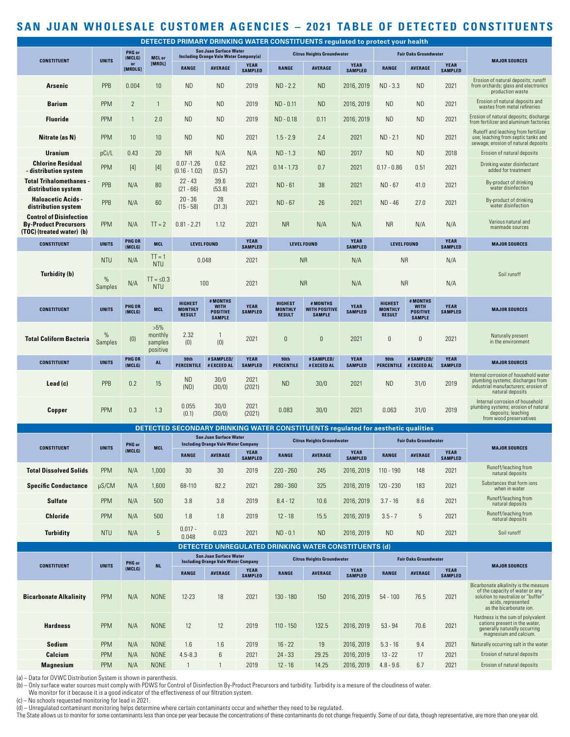# SAN JUAN WHOLESALE CUSTOMER AGENCIES – 2021 TABLE OF DETECTED CONSTITUENTS

| DETECTED PRIMARY DRINKING WATER CONSTITUENTS regulated to protect your health | | | | | | | | | | | | | |
|---|---|---|---|---|---|---|---|---|---|---|---|---|---|
| CONSTITUENT | UNITS | PHG or (MCLG) or [MRDLG] | MCL or [MRDL] | San Juan Surface Water Including Orange Vale Water Company(a) | | | Citrus Heights Groundwater | | | Fair Oaks Groundwater | | | MAJOR SOURCES |
| | | | | RANGE | AVERAGE | YEAR SAMPLED | RANGE | AVERAGE | YEAR SAMPLED | RANGE | AVERAGE | YEAR SAMPLED | |
| **Arsenic** | PPB | 0.004 | 10 | ND | ND | 2019 | ND - 2.2 | ND | 2016, 2019 | ND - 3.3 | ND | 2021 | Erosion of natural deposits; runoff from orchards; glass and electronics production waste |
| **Barium** | PPM | 2 | 1 | ND | ND | 2019 | ND - 0.11 | ND | 2016, 2019 | ND | ND | 2021 | Erosion of natural deposits and wastes from metal refineries |
| **Fluoride** | PPM | 1 | 2.0 | ND | ND | 2019 | ND - 0.18 | 0.11 | 2016, 2019 | ND | ND | 2021 | Erosion of natural deposits; discharge from fertilizer and aluminum factories |
| **Nitrate (as N)** | PPM | 10 | 10 | ND | ND | 2021 | 1.5 - 2.9 | 2.4 | 2021 | ND - 2.1 | ND | 2021 | Runoff and leaching from fertilizer use; leaching from septic tanks and sewage; erosion of natural deposits |
| **Uranium** | pCi/L | 0.43 | 20 | NR | N/A | N/A | ND - 1.3 | ND | 2017 | ND | ND | 2018 | Erosion of natural deposits |
| **Chlorine Residual - distribution system** | PPM | [4] | [4] | 0.07 -1.26 (0.16 - 1.02) | 0.62 (0.57) | 2021 | 0.14 - 1.73 | 0.7 | 2021 | 0.17 - 0.86 | 0.51 | 2021 | Drinking water disinfectant added for treatment |
| **Total Trihalomethanes - distribution system** | PPB | N/A | 80 | 22 - 43 (21 - 66) | 39.6 (53.8) | 2021 | ND - 61 | 38 | 2021 | ND - 67 | 41.0 | 2021 | By-product of drinking water disinfection |
| **Haloacetic Acids - distribution system** | PPB | N/A | 60 | 20 - 36 (15 - 58) | 28 (31.3) | 2021 | ND - 67 | 26 | 2021 | ND - 46 | 27.0 | 2021 | By-product of drinking water disinfection |
| **Control of Disinfection By-Product Precursors (TOC) (treated water) (b)** | PPM | N/A | TT = 2 | 0.81 - 2.21 | 1.12 | 2021 | NR | N/A | N/A | NR | N/A | N/A | Various natural and manmade sources |
| CONSTITUENT | UNITS | PHG OR (MCLG) | MCL | LEVEL FOUND | | YEAR SAMPLED | LEVEL FOUND | | YEAR SAMPLED | LEVEL FOUND | | YEAR SAMPLED | MAJOR SOURCES |
| **Turbidity (b)** | NTU | N/A | TT = 1 NTU | 0.048 | | 2021 | NR | | N/A | NR | | N/A | Soil runoff |
| | % Samples | N/A | TT = ≤0.3 NTU | 100 | | 2021 | NR | | N/A | NR | | N/A | |
| CONSTITUENT | UNITS | PHG OR (MCLG) | MCL | HIGHEST MONTHLY RESULT | # MONTHS WITH POSITIVE SAMPLE | YEAR SAMPLED | HIGHEST MONTHLY RESULT | # MONTHS WITH POSITIVE SAMPLE | YEAR SAMPLED | HIGHEST MONTHLY RESULT | # MONTHS WITH POSITIVE SAMPLE | YEAR SAMPLED | MAJOR SOURCES |
| **Total Coliform Bacteria** | % Samples | (0) | >5% monthly samples positive | 2.32 (0) | 1 (0) | 2021 | 0 | 0 | 2021 | 0 | 0 | 2021 | Naturally present in the environment |
| CONSTITUENT | UNITS | PHG OR (MCLG) | AL | 90th PERCENTILE | # SAMPLED/ # EXCEED AL | YEAR SAMPLED | 90th PERCENTILE | # SAMPLED/ # EXCEED AL | YEAR SAMPLED | 90th PERCENTILE | # SAMPLED/ # EXCEED AL | YEAR SAMPLED | MAJOR SOURCES |
| **Lead (c)** | PPB | 0.2 | 15 | ND (ND) | 30/0 (30/0) | 2021 (2021) | ND | 30/0 | 2021 | ND | 31/0 | 2019 | Internal corrosion of household water plumbing systems; discharges from industrial manufacturers; erosion of natural deposits |
| **Copper** | PPM | 0.3 | 1.3 | 0.055 (0.1) | 30/0 (30/0) | 2021 (2021) | 0.083 | 30/0 | 2021 | 0.063 | 31/0 | 2019 | Internal corrosion of household plumbing systems; erosion of natural deposits; leaching from wood preservatives |

| DETECTED SECONDARY DRINKING WATER CONSTITUENTS regulated for aesthetic qualities | | | | | | | | | | | | | |
|---|---|---|---|---|---|---|---|---|---|---|---|---|---|
| CONSTITUENT | UNITS | PHG or (MCLG) | MCL | San Juan Surface Water Including Orange Vale Water Company | | | Citrus Heights Groundwater | | | Fair Oaks Groundwater | | | MAJOR SOURCES |
| | | | | RANGE | AVERAGE | YEAR SAMPLED | RANGE | AVERAGE | YEAR SAMPLED | RANGE | AVERAGE | YEAR SAMPLED | |
| **Total Dissolved Solids** | PPM | N/A | 1,000 | 30 | 30 | 2019 | 220 - 260 | 245 | 2016, 2019 | 110 - 190 | 148 | 2021 | Runoff/leaching from natural deposits |
| **Specific Conductance** | μS/CM | N/A | 1,600 | 68-110 | 82.2 | 2021 | 280 - 360 | 325 | 2016, 2019 | 120 - 230 | 183 | 2021 | Substances that form ions when in water |
| **Sulfate** | PPM | N/A | 500 | 3.8 | 3.8 | 2019 | 8.4 - 12 | 10.6 | 2016, 2019 | 3.7 - 16 | 8.6 | 2021 | Runoff/leaching from natural deposits |
| **Chloride** | PPM | N/A | 500 | 1.8 | 1.8 | 2019 | 12 - 18 | 15.5 | 2016, 2019 | 3.5 - 7 | 5 | 2021 | Runoff/leaching from natural deposits |
| **Turbidity** | NTU | N/A | 5 | 0.017 - 0.048 | 0.023 | 2021 | ND - 0.1 | ND | 2016, 2019 | ND | ND | 2021 | Soil runoff |

| DETECTED UNREGULATED DRINKING WATER CONSTITUENTS (d) | | | | | | | | | | | | | |
|---|---|---|---|---|---|---|---|---|---|---|---|---|---|
| CONSTITUENT | UNITS | PHG or (MCLG) | NL | San Juan Surface Water Including Orange Vale Water Company | | | Citrus Heights Groundwater | | | Fair Oaks Groundwater | | | MAJOR SOURCES |
| | | | | RANGE | AVERAGE | YEAR SAMPLED | RANGE | AVERAGE | YEAR SAMPLED | RANGE | AVERAGE | YEAR SAMPLED | |
| **Bicarbonate Alkalinity** | PPM | N/A | NONE | 12-23 | 18 | 2021 | 130 - 180 | 150 | 2016, 2019 | 54 - 100 | 76.5 | 2021 | Bicarbonate alkalinity is the measure of the capacity of water or any solution to neutralize or "buffer" acids, represented as the bicarbonate ion. |
| **Hardness** | PPM | N/A | NONE | 12 | 12 | 2019 | 110 - 150 | 132.5 | 2016, 2019 | 53 - 94 | 70.6 | 2021 | Hardness is the sum of polyvalent cations present in the water, generally naturally occurring magnesium and calcium. |
| **Sodium** | PPM | N/A | NONE | 1.6 | 1.6 | 2019 | 16 - 22 | 19 | 2016, 2019 | 5.3 - 16 | 9.4 | 2021 | Naturally occurring salt in the water |
| **Calcium** | PPM | N/A | NONE | 4.5-8.3 | 6 | 2021 | 24 - 33 | 29.25 | 2016, 2019 | 13 - 22 | 17 | 2021 | Erosion of natural deposits |
| **Magnesium** | PPM | N/A | NONE | 1 | 1 | 2019 | 12 - 16 | 14.25 | 2016, 2019 | 4.8 - 9.6 | 6.7 | 2021 | Erosion of natural deposits |

(a) – Data for OVWC Distribution System is shown in parenthesis.

(b) – Only surface water sources must comply with PDWS for Control of Disinfection By-Product Precursors and turbidity. Turbidity is a mesure of the cloudiness of water. We monitor for it because it is a good indicator of the effectiveness of our filtration system.

(c) – No schools requested monitoring for lead in 2021.

(d) – Unregulated contaminant monitoring helps determine where certain contaminants occur and whether they need to be regulated.

The State allows us to monitor for some contaminants less than once per year because the concentrations of these contaminants do not change frequently. Some of our data, though representative, are more than one year old.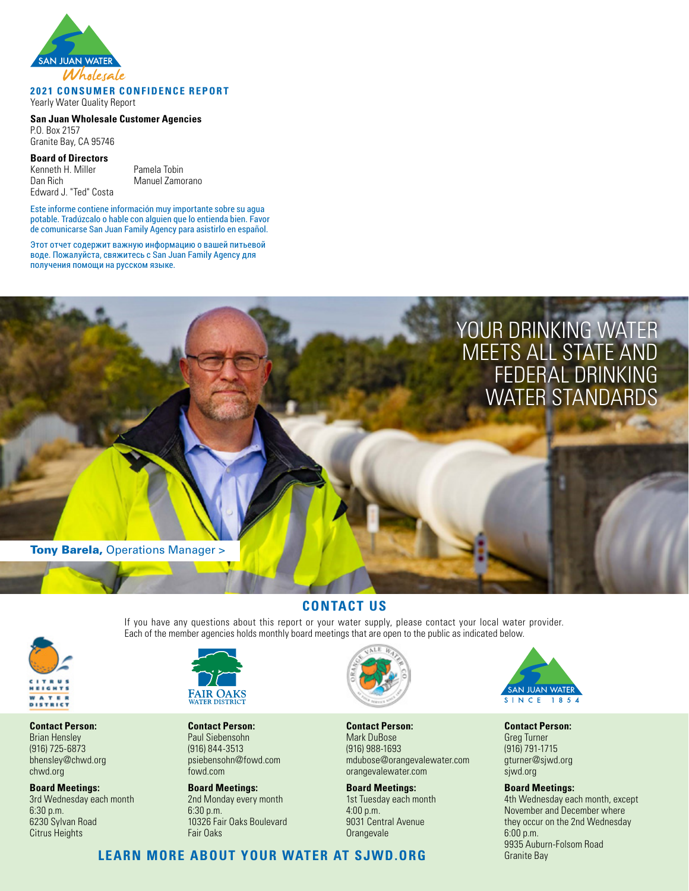SAN JUAN WATER
*Wholesale*

**2021 CONSUMER CONFIDENCE REPORT**
Yearly Water Quality Report

**San Juan Wholesale Customer Agencies**
P.O. Box 2157
Granite Bay, CA 95746

**Board of Directors**
Kenneth H. Miller
Dan Rich
Edward J. "Ted" Costa
Pamela Tobin
Manuel Zamorano

Este informe contiene información muy importante sobre su agua potable. Tradúzcalo o hable con alguien que lo entienda bien. Favor de comunicarse San Juan Family Agency para asistirlo en español.

Этот отчет содержит важную информацию о вашей питьевой воде. Пожалуйста, свяжитесь с San Juan Family Agency для получения помощи на русском языке.

YOUR DRINKING WATER MEETS ALL STATE AND FEDERAL DRINKING WATER STANDARDS

**Tony Barela,** Operations Manager >

## CONTACT US

If you have any questions about this report or your water supply, please contact your local water provider. Each of the member agencies holds monthly board meetings that are open to the public as indicated below.

### Citrus Heights Water District

**Contact Person:**
Brian Hensley
(916) 725-6873
bhensley@chwd.org
chwd.org

**Board Meetings:**
3rd Wednesday each month
6:30 p.m.
6230 Sylvan Road
Citrus Heights

### Fair Oaks Water District

**Contact Person:**
Paul Siebensohn
(916) 844-3513
psiebensohn@fowd.com
fowd.com

**Board Meetings:**
2nd Monday every month
6:30 p.m.
10326 Fair Oaks Boulevard
Fair Oaks

### Orange Vale Water Co.

**Contact Person:**
Mark DuBose
(916) 988-1693
mdubose@orangevalewater.com
orangevalewater.com

**Board Meetings:**
1st Tuesday each month
4:00 p.m.
9031 Central Avenue
Orangevale

### San Juan Water Since 1854

**Contact Person:**
Greg Turner
(916) 791-1715
gturner@sjwd.org
sjwd.org

**Board Meetings:**
4th Wednesday each month, except November and December where they occur on the 2nd Wednesday
6:00 p.m.
9935 Auburn-Folsom Road
Granite Bay

**LEARN MORE ABOUT YOUR WATER AT SJWD.ORG**